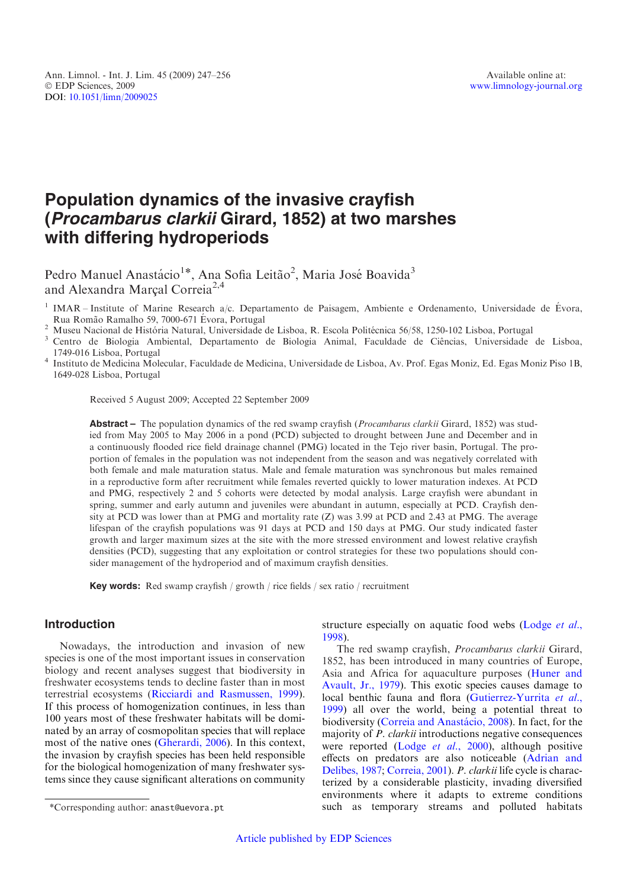# Population dynamics of the invasive crayfish (*Procambarus clarkii* Girard, 1852) at two marshes with differing hydroperiods

Pedro Manuel Anastácio[1]*, Ana Sofia Leitão[2], Maria José Boavida[3] and Alexandra Marçal Correia[2,4]

[1] IMAR – Institute of Marine Research a/c. Departamento de Paisagem, Ambiente e Ordenamento, Universidade de Évora, Rua Romão Ramalho 59, 7000-671 Évora, Portugal

[2] Museu Nacional de História Natural, Universidade de Lisboa, R. Escola Politécnica 56/58, 1250-102 Lisboa, Portugal

[3] Centro de Biologia Ambiental, Departamento de Biologia Animal, Faculdade de Ciências, Universidade de Lisboa, 1749-016 Lisboa, Portugal

[4] Instituto de Medicina Molecular, Faculdade de Medicina, Universidade de Lisboa, Av. Prof. Egas Moniz, Ed. Egas Moniz Piso 1B, 1649-028 Lisboa, Portugal

Received 5 August 2009; Accepted 22 September 2009

**Abstract –** The population dynamics of the red swamp crayfish (*Procambarus clarkii* Girard, 1852) was studied from May 2005 to May 2006 in a pond (PCD) subjected to drought between June and December and in a continuously flooded rice field drainage channel (PMG) located in the Tejo river basin, Portugal. The proportion of females in the population was not independent from the season and was negatively correlated with both female and male maturation status. Male and female maturation was synchronous but males remained in a reproductive form after recruitment while females reverted quickly to lower maturation indexes. At PCD and PMG, respectively 2 and 5 cohorts were detected by modal analysis. Large crayfish were abundant in spring, summer and early autumn and juveniles were abundant in autumn, especially at PCD. Crayfish density at PCD was lower than at PMG and mortality rate (Z) was 3.99 at PCD and 2.43 at PMG. The average lifespan of the crayfish populations was 91 days at PCD and 150 days at PMG. Our study indicated faster growth and larger maximum sizes at the site with the more stressed environment and lowest relative crayfish densities (PCD), suggesting that any exploitation or control strategies for these two populations should consider management of the hydroperiod and of maximum crayfish densities.

**Key words:** Red swamp crayfish / growth / rice fields / sex ratio / recruitment

## Introduction

Nowadays, the introduction and invasion of new species is one of the most important issues in conservation biology and recent analyses suggest that biodiversity in freshwater ecosystems tends to decline faster than in most terrestrial ecosystems (Ricciardi and Rasmussen, 1999). If this process of homogenization continues, in less than 100 years most of these freshwater habitats will be dominated by an array of cosmopolitan species that will replace most of the native ones (Gherardi, 2006). In this context, the invasion by crayfish species has been held responsible for the biological homogenization of many freshwater systems since they cause significant alterations on community structure especially on aquatic food webs (Lodge *et al.*, 1998).

The red swamp crayfish, *Procambarus clarkii* Girard, 1852, has been introduced in many countries of Europe, Asia and Africa for aquaculture purposes (Huner and Avault, Jr., 1979). This exotic species causes damage to local benthic fauna and flora (Gutierrez-Yurrita *et al.*, 1999) all over the world, being a potential threat to biodiversity (Correia and Anastácio, 2008). In fact, for the majority of *P. clarkii* introductions negative consequences were reported (Lodge *et al.*, 2000), although positive effects on predators are also noticeable (Adrian and Delibes, 1987; Correia, 2001). *P. clarkii* life cycle is characterized by a considerable plasticity, invading diversified environments where it adapts to extreme conditions such as temporary streams and polluted habitats

*Corresponding author: anast@uevora.pt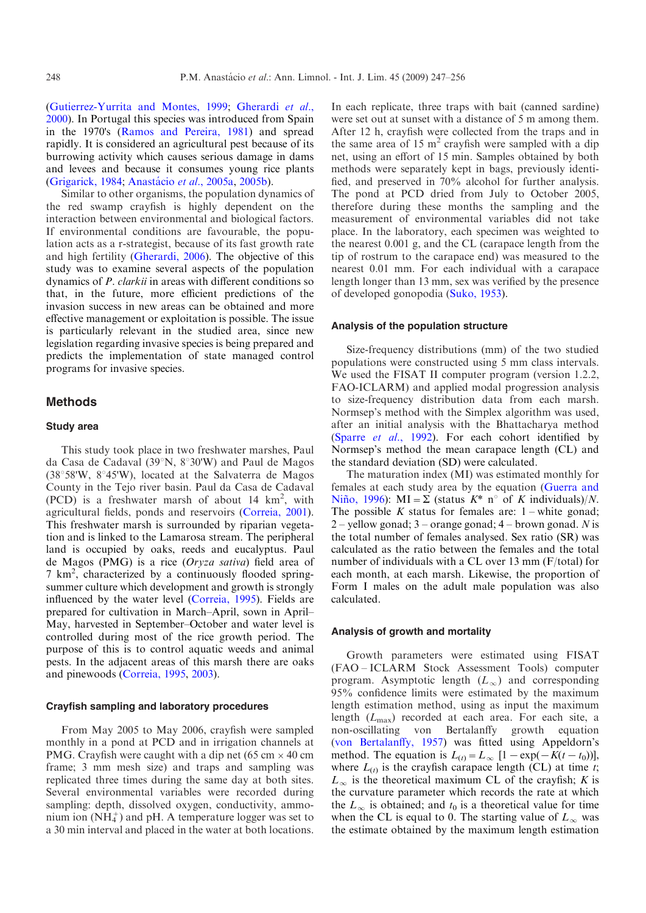(Gutierrez-Yurrita and Montes, 1999; Gherardi *et al.*, 2000). In Portugal this species was introduced from Spain in the 1970's (Ramos and Pereira, 1981) and spread rapidly. It is considered an agricultural pest because of its burrowing activity which causes serious damage in dams and levees and because it consumes young rice plants (Grigarick, 1984; Anastácio *et al.*, 2005a, 2005b).

Similar to other organisms, the population dynamics of the red swamp crayfish is highly dependent on the interaction between environmental and biological factors. If environmental conditions are favourable, the population acts as a r-strategist, because of its fast growth rate and high fertility (Gherardi, 2006). The objective of this study was to examine several aspects of the population dynamics of *P. clarkii* in areas with different conditions so that, in the future, more efficient predictions of the invasion success in new areas can be obtained and more effective management or exploitation is possible. The issue is particularly relevant in the studied area, since new legislation regarding invasive species is being prepared and predicts the implementation of state managed control programs for invasive species.

## Methods

### Study area

This study took place in two freshwater marshes, Paul da Casa de Cadaval (39°N, 8°30'W) and Paul de Magos (38°58'W, 8°45'W), located at the Salvaterra de Magos County in the Tejo river basin. Paul da Casa de Cadaval (PCD) is a freshwater marsh of about 14 $km^2$, with agricultural fields, ponds and reservoirs (Correia, 2001). This freshwater marsh is surrounded by riparian vegetation and is linked to the Lamarosa stream. The peripheral land is occupied by oaks, reeds and eucalyptus. Paul de Magos (PMG) is a rice (*Oryza sativa*) field area of 7 $km^2$, characterized by a continuously flooded spring-summer culture which development and growth is strongly influenced by the water level (Correia, 1995). Fields are prepared for cultivation in March–April, sown in April–May, harvested in September–October and water level is controlled during most of the rice growth period. The purpose of this is to control aquatic weeds and animal pests. In the adjacent areas of this marsh there are oaks and pinewoods (Correia, 1995, 2003).

### Crayfish sampling and laboratory procedures

From May 2005 to May 2006, crayfish were sampled monthly in a pond at PCD and in irrigation channels at PMG. Crayfish were caught with a dip net (65 cm × 40 cm frame; 3 mm mesh size) and traps and sampling was replicated three times during the same day at both sites. Several environmental variables were recorded during sampling: depth, dissolved oxygen, conductivity, ammonium ion ($NH_4^+$) and pH. A temperature logger was set to a 30 min interval and placed in the water at both locations. In each replicate, three traps with bait (canned sardine) were set out at sunset with a distance of 5 m among them. After 12 h, crayfish were collected from the traps and in the same area of 15 $m^2$ crayfish were sampled with a dip net, using an effort of 15 min. Samples obtained by both methods were separately kept in bags, previously identified, and preserved in 70% alcohol for further analysis. The pond at PCD dried from July to October 2005, therefore during these months the sampling and the measurement of environmental variables did not take place. In the laboratory, each specimen was weighted to the nearest 0.001 g, and the CL (carapace length from the tip of rostrum to the carapace end) was measured to the nearest 0.01 mm. For each individual with a carapace length longer than 13 mm, sex was verified by the presence of developed gonopodia (Suko, 1953).

### Analysis of the population structure

Size-frequency distributions (mm) of the two studied populations were constructed using 5 mm class intervals. We used the FISAT II computer program (version 1.2.2, FAO-ICLARM) and applied modal progression analysis to size-frequency distribution data from each marsh. Normsep's method with the Simplex algorithm was used, after an initial analysis with the Bhattacharya method (Sparre *et al.*, 1992). For each cohort identified by Normsep's method the mean carapace length (CL) and the standard deviation (SD) were calculated.

The maturation index (MI) was estimated monthly for females at each study area by the equation (Guerra and Niño, 1996): $MI = \Sigma$ (status $K$* n° of $K$ individuals)/$N$. The possible $K$ status for females are: 1 – white gonad; 2 – yellow gonad; 3 – orange gonad; 4 – brown gonad. $N$ is the total number of females analysed. Sex ratio (SR) was calculated as the ratio between the females and the total number of individuals with a CL over 13 mm (F/total) for each month, at each marsh. Likewise, the proportion of Form I males on the adult male population was also calculated.

### Analysis of growth and mortality

Growth parameters were estimated using FISAT (FAO – ICLARM Stock Assessment Tools) computer program. Asymptotic length ($L_\infty$) and corresponding 95% confidence limits were estimated by the maximum length estimation method, using as input the maximum length ($L_{max}$) recorded at each area. For each site, a non-oscillating von Bertalanffy growth equation (von Bertalanffy, 1957) was fitted using Appeldorn's method. The equation is $L_{(t)} = L_\infty\ [1 - \exp(-K(t - t_0))]$, where $L_{(t)}$ is the crayfish carapace length (CL) at time $t$; $L_\infty$ is the theoretical maximum CL of the crayfish; $K$ is the curvature parameter which records the rate at which the $L_\infty$ is obtained; and $t_0$ is a theoretical value for time when the CL is equal to 0. The starting value of $L_\infty$ was the estimate obtained by the maximum length estimation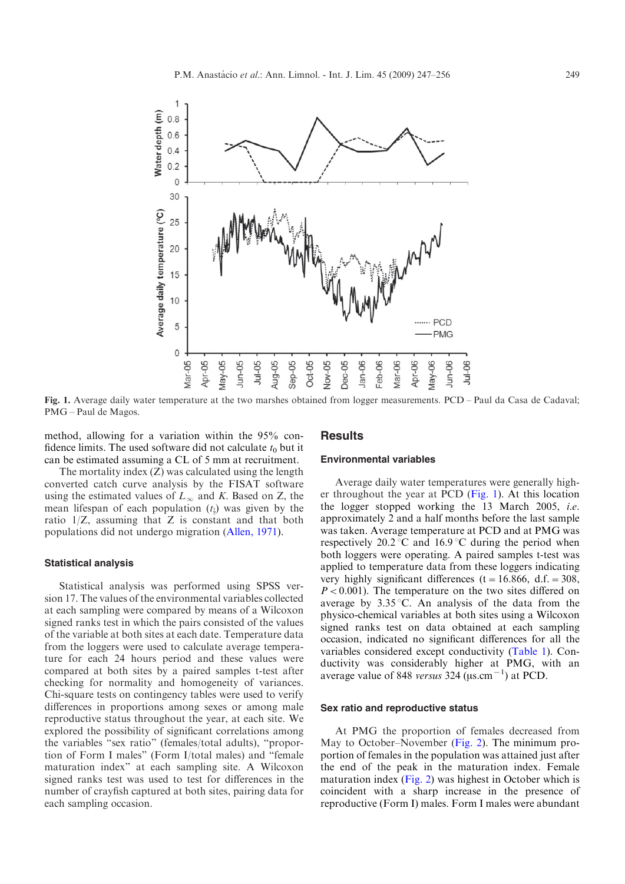Fig. 1. Average daily water temperature at the two marshes obtained from logger measurements. PCD – Paul da Casa de Cadaval; PMG – Paul de Magos.

method, allowing for a variation within the 95% confidence limits. The used software did not calculate $t_0$ but it can be estimated assuming a CL of 5 mm at recruitment.

The mortality index (Z) was calculated using the length converted catch curve analysis by the FISAT software using the estimated values of $L_\infty$ and $K$. Based on Z, the mean lifespan of each population ($t_z$) was given by the ratio 1/Z, assuming that Z is constant and that both populations did not undergo migration (Allen, 1971).

### Statistical analysis

Statistical analysis was performed using SPSS version 17. The values of the environmental variables collected at each sampling were compared by means of a Wilcoxon signed ranks test in which the pairs consisted of the values of the variable at both sites at each date. Temperature data from the loggers were used to calculate average temperature for each 24 hours period and these values were compared at both sites by a paired samples t-test after checking for normality and homogeneity of variances. Chi-square tests on contingency tables were used to verify differences in proportions among sexes or among male reproductive status throughout the year, at each site. We explored the possibility of significant correlations among the variables "sex ratio" (females/total adults), "proportion of Form I males" (Form I/total males) and "female maturation index" at each sampling site. A Wilcoxon signed ranks test was used to test for differences in the number of crayfish captured at both sites, pairing data for each sampling occasion.

## Results

### Environmental variables

Average daily water temperatures were generally higher throughout the year at PCD (Fig. 1). At this location the logger stopped working the 13 March 2005, *i.e.* approximately 2 and a half months before the last sample was taken. Average temperature at PCD and at PMG was respectively 20.2 °C and 16.9 °C during the period when both loggers were operating. A paired samples t-test was applied to temperature data from these loggers indicating very highly significant differences ($t = 16.866$, d.f. = 308, $P < 0.001$). The temperature on the two sites differed on average by 3.35 °C. An analysis of the data from the physico-chemical variables at both sites using a Wilcoxon signed ranks test on data obtained at each sampling occasion, indicated no significant differences for all the variables considered except conductivity (Table 1). Conductivity was considerably higher at PMG, with an average value of 848 *versus* 324 ($\mu s.cm^{-1}$) at PCD.

### Sex ratio and reproductive status

At PMG the proportion of females decreased from May to October–November (Fig. 2). The minimum proportion of females in the population was attained just after the end of the peak in the maturation index. Female maturation index (Fig. 2) was highest in October which is coincident with a sharp increase in the presence of reproductive (Form I) males. Form I males were abundant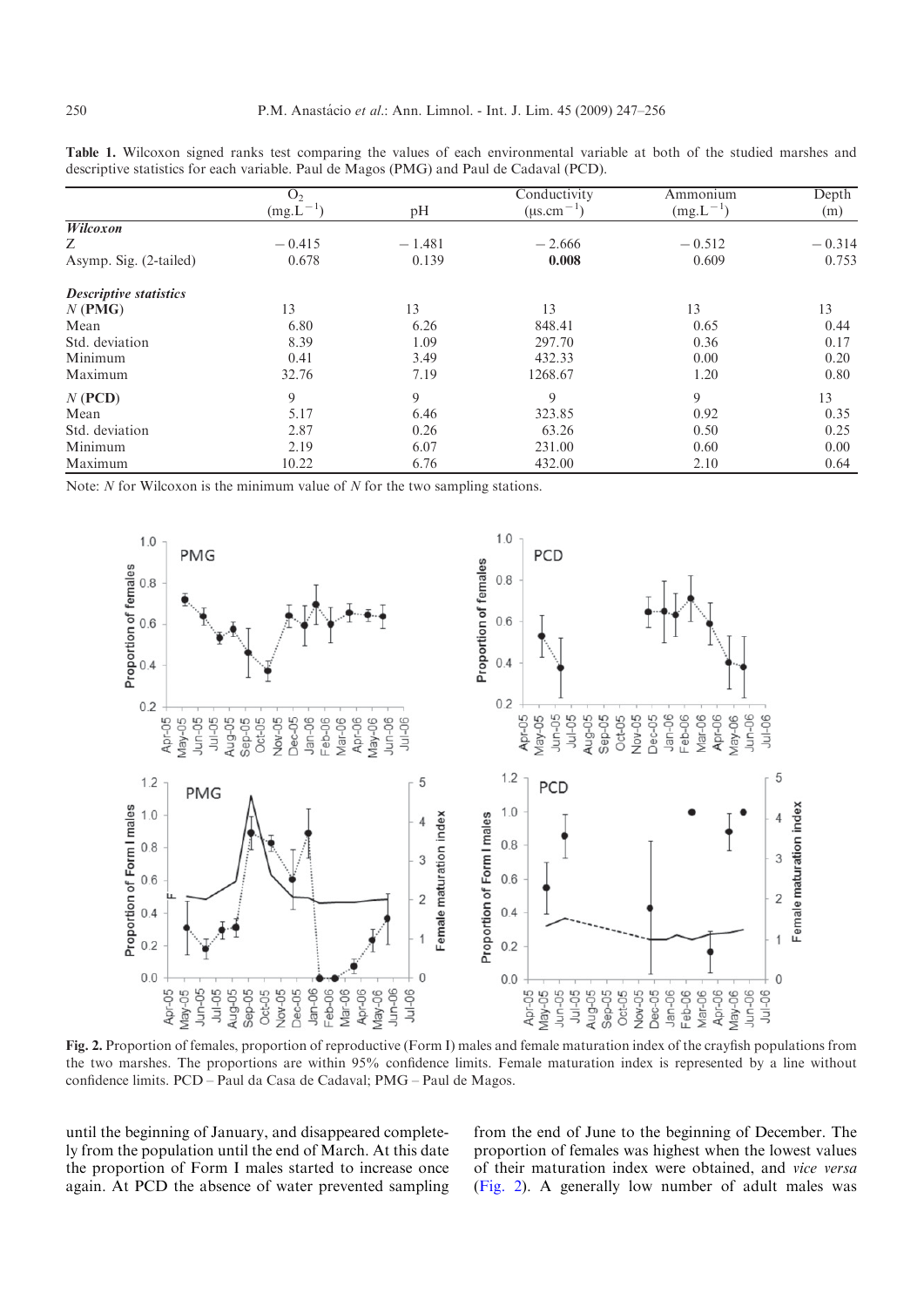**Table 1.** Wilcoxon signed ranks test comparing the values of each environmental variable at both of the studied marshes and descriptive statistics for each variable. Paul de Magos (PMG) and Paul de Cadaval (PCD).

| | $O_2$ ($mg.L^{-1}$) | pH | Conductivity ($\mu s.cm^{-1}$) | Ammonium ($mg.L^{-1}$) | Depth (m) |
|---|---|---|---|---|---|
| ***Wilcoxon*** | | | | | |
| Z | −0.415 | −1.481 | −2.666 | −0.512 | −0.314 |
| Asymp. Sig. (2-tailed) | 0.678 | 0.139 | **0.008** | 0.609 | 0.753 |
| ***Descriptive statistics*** | | | | | |
| *N* (**PMG**) | 13 | 13 | 13 | 13 | 13 |
| Mean | 6.80 | 6.26 | 848.41 | 0.65 | 0.44 |
| Std. deviation | 8.39 | 1.09 | 297.70 | 0.36 | 0.17 |
| Minimum | 0.41 | 3.49 | 432.33 | 0.00 | 0.20 |
| Maximum | 32.76 | 7.19 | 1268.67 | 1.20 | 0.80 |
| *N* (**PCD**) | 9 | 9 | 9 | 9 | 13 |
| Mean | 5.17 | 6.46 | 323.85 | 0.92 | 0.35 |
| Std. deviation | 2.87 | 0.26 | 63.26 | 0.50 | 0.25 |
| Minimum | 2.19 | 6.07 | 231.00 | 0.60 | 0.00 |
| Maximum | 10.22 | 6.76 | 432.00 | 2.10 | 0.64 |

Note: *N* for Wilcoxon is the minimum value of *N* for the two sampling stations.

**Fig. 2.** Proportion of females, proportion of reproductive (Form I) males and female maturation index of the crayfish populations from the two marshes. The proportions are within 95% confidence limits. Female maturation index is represented by a line without confidence limits. PCD – Paul da Casa de Cadaval; PMG – Paul de Magos.

until the beginning of January, and disappeared completely from the population until the end of March. At this date the proportion of Form I males started to increase once again. At PCD the absence of water prevented sampling from the end of June to the beginning of December. The proportion of females was highest when the lowest values of their maturation index were obtained, and *vice versa* (Fig. 2). A generally low number of adult males was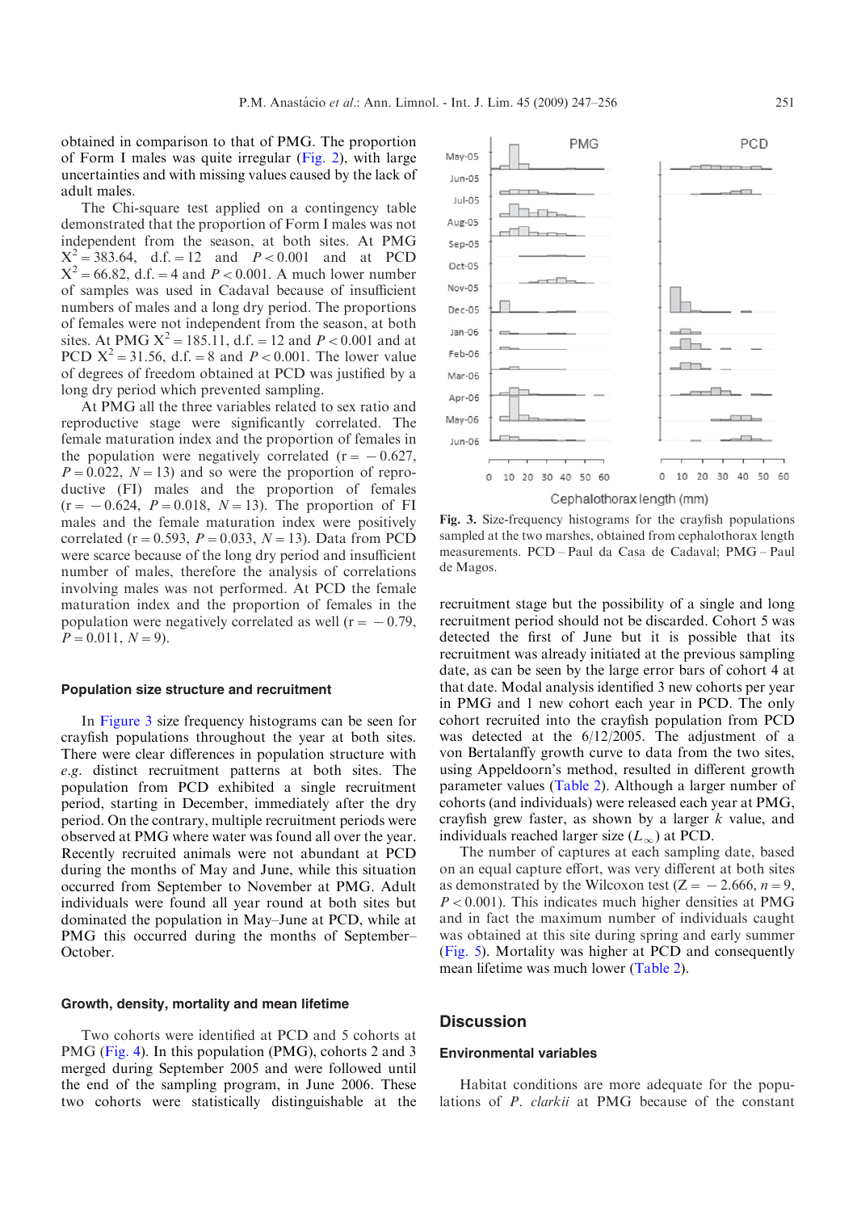obtained in comparison to that of PMG. The proportion of Form I males was quite irregular (Fig. 2), with large uncertainties and with missing values caused by the lack of adult males.

The Chi-square test applied on a contingency table demonstrated that the proportion of Form I males was not independent from the season, at both sites. At PMG $X^2 = 383.64$, d.f. = 12 and $P < 0.001$ and at PCD $X^2 = 66.82$, d.f. = 4 and $P < 0.001$. A much lower number of samples was used in Cadaval because of insufficient numbers of males and a long dry period. The proportions of females were not independent from the season, at both sites. At PMG $X^2 = 185.11$, d.f. = 12 and $P < 0.001$ and at PCD $X^2 = 31.56$, d.f. = 8 and $P < 0.001$. The lower value of degrees of freedom obtained at PCD was justified by a long dry period which prevented sampling.

At PMG all the three variables related to sex ratio and reproductive stage were significantly correlated. The female maturation index and the proportion of females in the population were negatively correlated ($r = -0.627$, $P = 0.022$, $N = 13$) and so were the proportion of reproductive (FI) males and the proportion of females ($r = -0.624$, $P = 0.018$, $N = 13$). The proportion of FI males and the female maturation index were positively correlated ($r = 0.593$, $P = 0.033$, $N = 13$). Data from PCD were scarce because of the long dry period and insufficient number of males, therefore the analysis of correlations involving males was not performed. At PCD the female maturation index and the proportion of females in the population were negatively correlated as well ($r = -0.79$, $P = 0.011$, $N = 9$).

### Population size structure and recruitment

In Figure 3 size frequency histograms can be seen for crayfish populations throughout the year at both sites. There were clear differences in population structure with *e.g.* distinct recruitment patterns at both sites. The population from PCD exhibited a single recruitment period, starting in December, immediately after the dry period. On the contrary, multiple recruitment periods were observed at PMG where water was found all over the year. Recently recruited animals were not abundant at PCD during the months of May and June, while this situation occurred from September to November at PMG. Adult individuals were found all year round at both sites but dominated the population in May–June at PCD, while at PMG this occurred during the months of September–October.

**Fig. 3.** Size-frequency histograms for the crayfish populations sampled at the two marshes, obtained from cephalothorax length measurements. PCD – Paul da Casa de Cadaval; PMG – Paul de Magos.

### Growth, density, mortality and mean lifetime

Two cohorts were identified at PCD and 5 cohorts at PMG (Fig. 4). In this population (PMG), cohorts 2 and 3 merged during September 2005 and were followed until the end of the sampling program, in June 2006. These two cohorts were statistically distinguishable at the recruitment stage but the possibility of a single and long recruitment period should not be discarded. Cohort 5 was detected the first of June but it is possible that its recruitment was already initiated at the previous sampling date, as can be seen by the large error bars of cohort 4 at that date. Modal analysis identified 3 new cohorts per year in PMG and 1 new cohort each year in PCD. The only cohort recruited into the crayfish population from PCD was detected at the 6/12/2005. The adjustment of a von Bertalanffy growth curve to data from the two sites, using Appeldoorn's method, resulted in different growth parameter values (Table 2). Although a larger number of cohorts (and individuals) were released each year at PMG, crayfish grew faster, as shown by a larger $k$ value, and individuals reached larger size ($L_\infty$) at PCD.

The number of captures at each sampling date, based on an equal capture effort, was very different at both sites as demonstrated by the Wilcoxon test ($Z = -2.666$, $n = 9$, $P < 0.001$). This indicates much higher densities at PMG and in fact the maximum number of individuals caught was obtained at this site during spring and early summer (Fig. 5). Mortality was higher at PCD and consequently mean lifetime was much lower (Table 2).

## Discussion

### Environmental variables

Habitat conditions are more adequate for the populations of *P. clarkii* at PMG because of the constant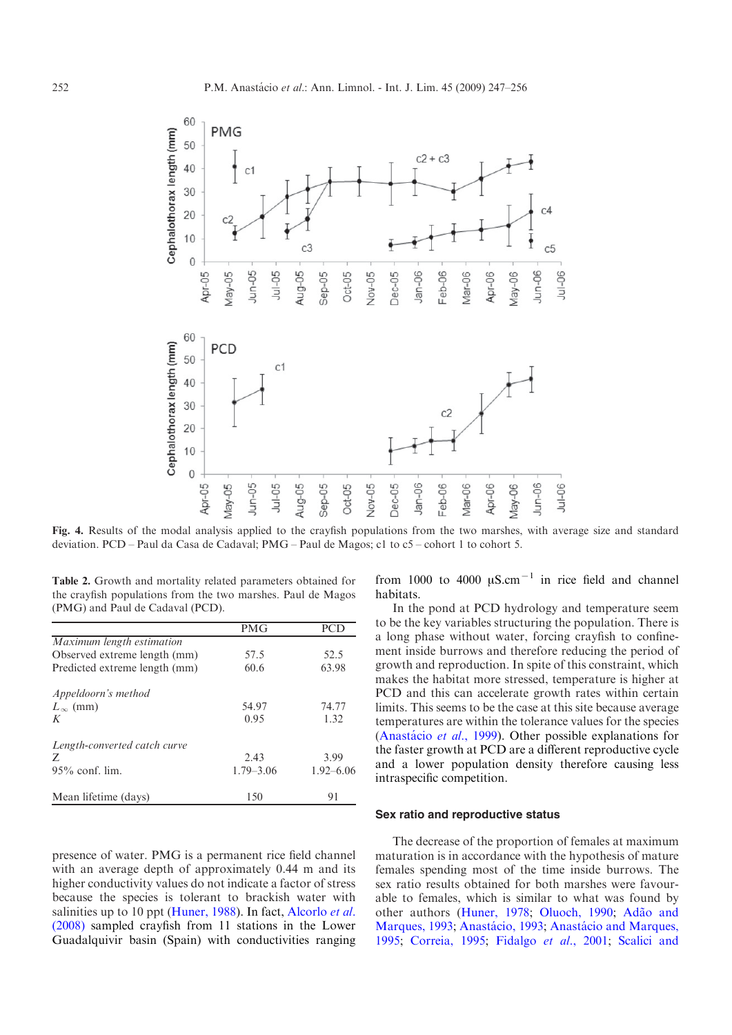Fig. 4. Results of the modal analysis applied to the crayfish populations from the two marshes, with average size and standard deviation. PCD – Paul da Casa de Cadaval; PMG – Paul de Magos; c1 to c5 – cohort 1 to cohort 5.

Table 2. Growth and mortality related parameters obtained for the crayfish populations from the two marshes. Paul de Magos (PMG) and Paul de Cadaval (PCD).

| | PMG | PCD |
|---|---|---|
| *Maximum length estimation* | | |
| Observed extreme length (mm) | 57.5 | 52.5 |
| Predicted extreme length (mm) | 60.6 | 63.98 |
| *Appeldoorn's method* | | |
| $L_\infty$ (mm) | 54.97 | 74.77 |
| $K$ | 0.95 | 1.32 |
| *Length-converted catch curve* | | |
| $Z$ | 2.43 | 3.99 |
| 95% conf. lim. | 1.79–3.06 | 1.92–6.06 |
| Mean lifetime (days) | 150 | 91 |

presence of water. PMG is a permanent rice field channel with an average depth of approximately 0.44 m and its higher conductivity values do not indicate a factor of stress because the species is tolerant to brackish water with salinities up to 10 ppt (Huner, 1988). In fact, Alcorlo *et al.* (2008) sampled crayfish from 11 stations in the Lower Guadalquivir basin (Spain) with conductivities ranging from 1000 to 4000 $\mu S.cm^{-1}$ in rice field and channel habitats.

In the pond at PCD hydrology and temperature seem to be the key variables structuring the population. There is a long phase without water, forcing crayfish to confinement inside burrows and therefore reducing the period of growth and reproduction. In spite of this constraint, which makes the habitat more stressed, temperature is higher at PCD and this can accelerate growth rates within certain limits. This seems to be the case at this site because average temperatures are within the tolerance values for the species (Anastácio *et al.*, 1999). Other possible explanations for the faster growth at PCD are a different reproductive cycle and a lower population density therefore causing less intraspecific competition.

## Sex ratio and reproductive status

The decrease of the proportion of females at maximum maturation is in accordance with the hypothesis of mature females spending most of the time inside burrows. The sex ratio results obtained for both marshes were favourable to females, which is similar to what was found by other authors (Huner, 1978; Oluoch, 1990; Adão and Marques, 1993; Anastácio, 1993; Anastácio and Marques, 1995; Correia, 1995; Fidalgo *et al.*, 2001; Scalici and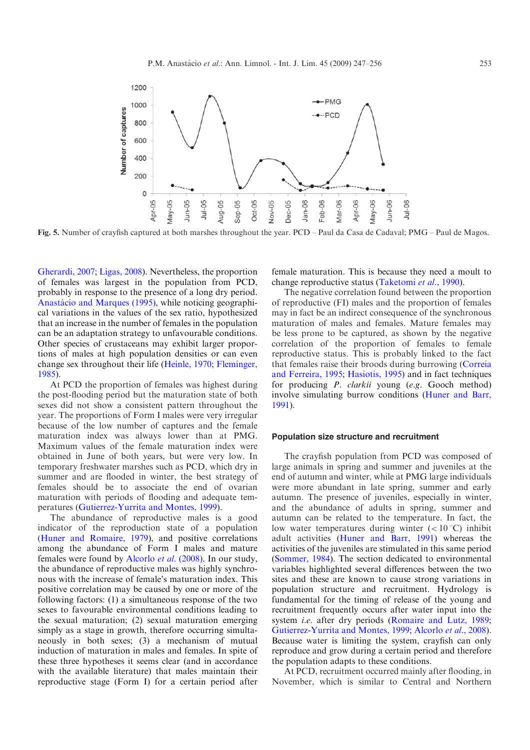Fig. 5. Number of crayfish captured at both marshes throughout the year. PCD – Paul da Casa de Cadaval; PMG – Paul de Magos.

Gherardi, 2007; Ligas, 2008). Nevertheless, the proportion of females was largest in the population from PCD, probably in response to the presence of a long dry period. Anastácio and Marques (1995), while noticing geographical variations in the values of the sex ratio, hypothesized that an increase in the number of females in the population can be an adaptation strategy to unfavourable conditions. Other species of crustaceans may exhibit larger proportions of males at high population densities or can even change sex throughout their life (Heinle, 1970; Fleminger, 1985).

At PCD the proportion of females was highest during the post-flooding period but the maturation state of both sexes did not show a consistent pattern throughout the year. The proportions of Form I males were very irregular because of the low number of captures and the female maturation index was always lower than at PMG. Maximum values of the female maturation index were obtained in June of both years, but were very low. In temporary freshwater marshes such as PCD, which dry in summer and are flooded in winter, the best strategy of females should be to associate the end of ovarian maturation with periods of flooding and adequate temperatures (Gutierrez-Yurrita and Montes, 1999).

The abundance of reproductive males is a good indicator of the reproduction state of a population (Huner and Romaire, 1979), and positive correlations among the abundance of Form I males and mature females were found by Alcorlo *et al.* (2008). In our study, the abundance of reproductive males was highly synchronous with the increase of female's maturation index. This positive correlation may be caused by one or more of the following factors: (1) a simultaneous response of the two sexes to favourable environmental conditions leading to the sexual maturation; (2) sexual maturation emerging simply as a stage in growth, therefore occurring simultaneously in both sexes; (3) a mechanism of mutual induction of maturation in males and females. In spite of these three hypotheses it seems clear (and in accordance with the available literature) that males maintain their reproductive stage (Form I) for a certain period after female maturation. This is because they need a moult to change reproductive status (Taketomi *et al.*, 1990).

The negative correlation found between the proportion of reproductive (FI) males and the proportion of females may in fact be an indirect consequence of the synchronous maturation of males and females. Mature females may be less prone to be captured, as shown by the negative correlation of the proportion of females to female reproductive status. This is probably linked to the fact that females raise their broods during burrowing (Correia and Ferreira, 1995; Hasiotis, 1995) and in fact techniques for producing *P. clarkii* young (*e.g.* Gooch method) involve simulating burrow conditions (Huner and Barr, 1991).

## Population size structure and recruitment

The crayfish population from PCD was composed of large animals in spring and summer and juveniles at the end of autumn and winter, while at PMG large individuals were more abundant in late spring, summer and early autumn. The presence of juveniles, especially in winter, and the abundance of adults in spring, summer and autumn can be related to the temperature. In fact, the low water temperatures during winter ($< 10\,^{\circ}$C) inhibit adult activities (Huner and Barr, 1991) whereas the activities of the juveniles are stimulated in this same period (Sommer, 1984). The section dedicated to environmental variables highlighted several differences between the two sites and these are known to cause strong variations in population structure and recruitment. Hydrology is fundamental for the timing of release of the young and recruitment frequently occurs after water input into the system *i.e.* after dry periods (Romaire and Lutz, 1989; Gutierrez-Yurrita and Montes, 1999; Alcorlo *et al.*, 2008). Because water is limiting the system, crayfish can only reproduce and grow during a certain period and therefore the population adapts to these conditions.

At PCD, recruitment occurred mainly after flooding, in November, which is similar to Central and Northern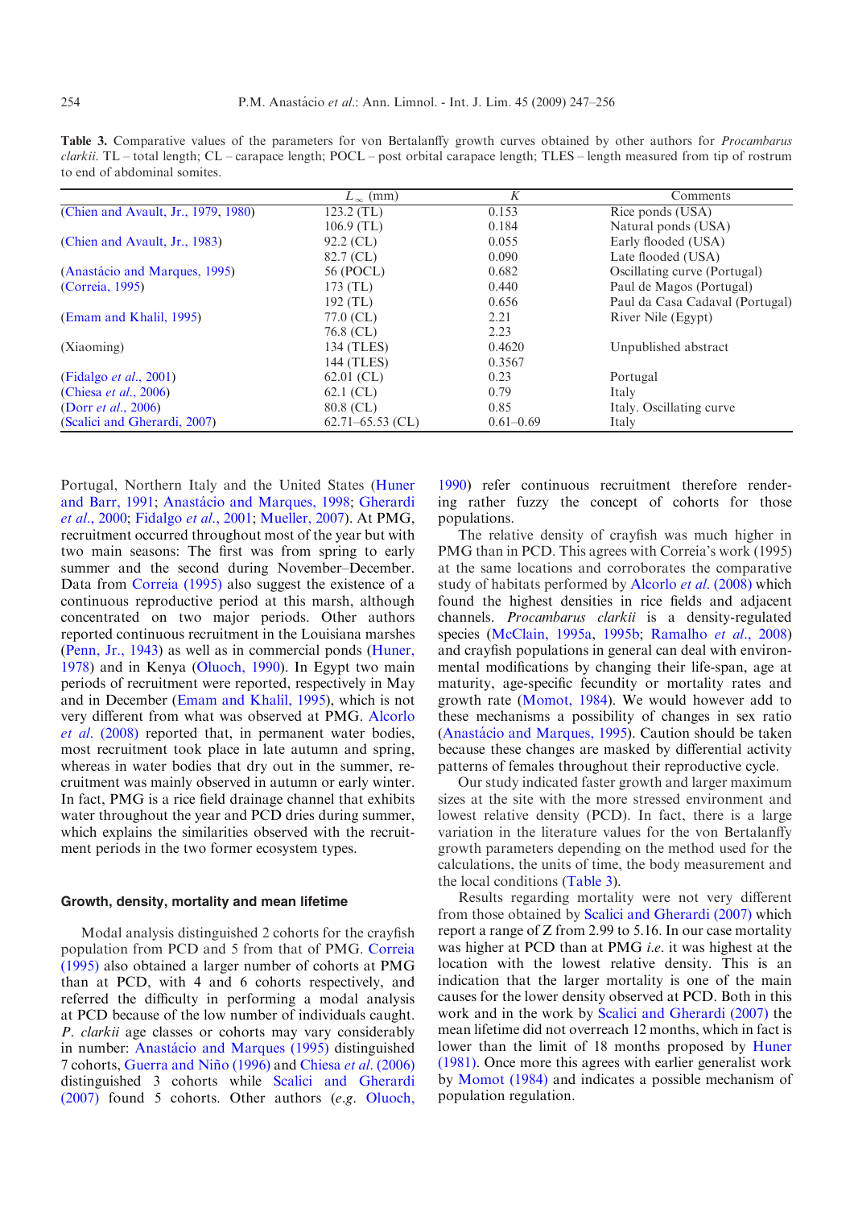**Table 3.** Comparative values of the parameters for von Bertalanffy growth curves obtained by other authors for *Procambarus clarkii*. TL – total length; CL – carapace length; POCL – post orbital carapace length; TLES – length measured from tip of rostrum to end of abdominal somites.

| | $L_\infty$ (mm) | $K$ | Comments |
|---|---|---|---|
| (Chien and Avault, Jr., 1979, 1980) | 123.2 (TL) | 0.153 | Rice ponds (USA) |
| | 106.9 (TL) | 0.184 | Natural ponds (USA) |
| (Chien and Avault, Jr., 1983) | 92.2 (CL) | 0.055 | Early flooded (USA) |
| | 82.7 (CL) | 0.090 | Late flooded (USA) |
| (Anastácio and Marques, 1995) | 56 (POCL) | 0.682 | Oscillating curve (Portugal) |
| (Correia, 1995) | 173 (TL) | 0.440 | Paul de Magos (Portugal) |
| | 192 (TL) | 0.656 | Paul da Casa Cadaval (Portugal) |
| (Emam and Khalil, 1995) | 77.0 (CL) | 2.21 | River Nile (Egypt) |
| | 76.8 (CL) | 2.23 | |
| (Xiaoming) | 134 (TLES) | 0.4620 | Unpublished abstract |
| | 144 (TLES) | 0.3567 | |
| (Fidalgo *et al*., 2001) | 62.01 (CL) | 0.23 | Portugal |
| (Chiesa *et al*., 2006) | 62.1 (CL) | 0.79 | Italy |
| (Dorr *et al*., 2006) | 80.8 (CL) | 0.85 | Italy. Oscillating curve |
| (Scalici and Gherardi, 2007) | 62.71–65.53 (CL) | 0.61–0.69 | Italy |

Portugal, Northern Italy and the United States (Huner and Barr, 1991; Anastácio and Marques, 1998; Gherardi *et al*., 2000; Fidalgo *et al*., 2001; Mueller, 2007). At PMG, recruitment occurred throughout most of the year but with two main seasons: The first was from spring to early summer and the second during November–December. Data from Correia (1995) also suggest the existence of a continuous reproductive period at this marsh, although concentrated on two major periods. Other authors reported continuous recruitment in the Louisiana marshes (Penn, Jr., 1943) as well as in commercial ponds (Huner, 1978) and in Kenya (Oluoch, 1990). In Egypt two main periods of recruitment were reported, respectively in May and in December (Emam and Khalil, 1995), which is not very different from what was observed at PMG. Alcorlo *et al*. (2008) reported that, in permanent water bodies, most recruitment took place in late autumn and spring, whereas in water bodies that dry out in the summer, recruitment was mainly observed in autumn or early winter. In fact, PMG is a rice field drainage channel that exhibits water throughout the year and PCD dries during summer, which explains the similarities observed with the recruitment periods in the two former ecosystem types.

## Growth, density, mortality and mean lifetime

Modal analysis distinguished 2 cohorts for the crayfish population from PCD and 5 from that of PMG. Correia (1995) also obtained a larger number of cohorts at PMG than at PCD, with 4 and 6 cohorts respectively, and referred the difficulty in performing a modal analysis at PCD because of the low number of individuals caught. *P. clarkii* age classes or cohorts may vary considerably in number: Anastácio and Marques (1995) distinguished 7 cohorts, Guerra and Niño (1996) and Chiesa *et al*. (2006) distinguished 3 cohorts while Scalici and Gherardi (2007) found 5 cohorts. Other authors (*e.g.* Oluoch, 1990) refer continuous recruitment therefore rendering rather fuzzy the concept of cohorts for those populations.

The relative density of crayfish was much higher in PMG than in PCD. This agrees with Correia's work (1995) at the same locations and corroborates the comparative study of habitats performed by Alcorlo *et al*. (2008) which found the highest densities in rice fields and adjacent channels. *Procambarus clarkii* is a density-regulated species (McClain, 1995a, 1995b; Ramalho *et al*., 2008) and crayfish populations in general can deal with environmental modifications by changing their life-span, age at maturity, age-specific fecundity or mortality rates and growth rate (Momot, 1984). We would however add to these mechanisms a possibility of changes in sex ratio (Anastácio and Marques, 1995). Caution should be taken because these changes are masked by differential activity patterns of females throughout their reproductive cycle.

Our study indicated faster growth and larger maximum sizes at the site with the more stressed environment and lowest relative density (PCD). In fact, there is a large variation in the literature values for the von Bertalanffy growth parameters depending on the method used for the calculations, the units of time, the body measurement and the local conditions (Table 3).

Results regarding mortality were not very different from those obtained by Scalici and Gherardi (2007) which report a range of Z from 2.99 to 5.16. In our case mortality was higher at PCD than at PMG *i.e.* it was highest at the location with the lowest relative density. This is an indication that the larger mortality is one of the main causes for the lower density observed at PCD. Both in this work and in the work by Scalici and Gherardi (2007) the mean lifetime did not overreach 12 months, which in fact is lower than the limit of 18 months proposed by Huner (1981). Once more this agrees with earlier generalist work by Momot (1984) and indicates a possible mechanism of population regulation.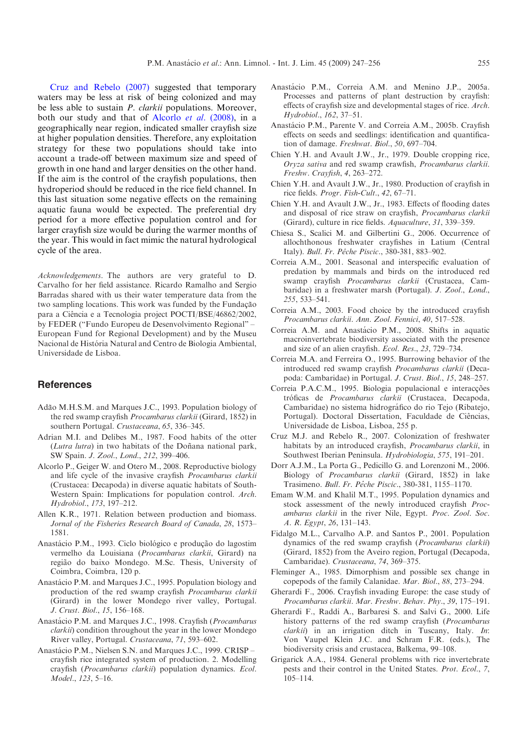Cruz and Rebelo (2007) suggested that temporary waters may be less at risk of being colonized and may be less able to sustain *P. clarkii* populations. Moreover, both our study and that of Alcorlo *et al*. (2008), in a geographically near region, indicated smaller crayfish size at higher population densities. Therefore, any exploitation strategy for these two populations should take into account a trade-off between maximum size and speed of growth in one hand and larger densities on the other hand. If the aim is the control of the crayfish populations, then hydroperiod should be reduced in the rice field channel. In this last situation some negative effects on the remaining aquatic fauna would be expected. The preferential dry period for a more effective population control and for larger crayfish size would be during the warmer months of the year. This would in fact mimic the natural hydrological cycle of the area.

*Acknowledgements*. The authors are very grateful to D. Carvalho for her field assistance. Ricardo Ramalho and Sergio Barradas shared with us their water temperature data from the two sampling locations. This work was funded by the Fundação para a Ciência e a Tecnologia project POCTI/BSE/46862/2002, by FEDER ("Fundo Europeu de Desenvolvimento Regional" – European Fund for Regional Development) and by the Museu Nacional de História Natural and Centro de Biologia Ambiental, Universidade de Lisboa.

## References

Adão M.H.S.M. and Marques J.C., 1993. Population biology of the red swamp crayfish *Procambarus clarkii* (Girard, 1852) in southern Portugal. *Crustaceana*, *65*, 336–345.

Adrian M.I. and Delibes M., 1987. Food habits of the otter (*Lutra lutra*) in two habitats of the Doñana national park, SW Spain. *J. Zool., Lond.*, *212*, 399–406.

Alcorlo P., Geiger W. and Otero M., 2008. Reproductive biology and life cycle of the invasive crayfish *Procambarus clarkii* (Crustacea: Decapoda) in diverse aquatic habitats of South-Western Spain: Implications for population control. *Arch. Hydrobiol.*, *173*, 197–212.

Allen K.R., 1971. Relation between production and biomass. *Jornal of the Fisheries Research Board of Canada*, *28*, 1573–1581.

Anastácio P.M., 1993. Ciclo biológico e produção do lagostim vermelho da Louisiana (*Procambarus clarkii*, Girard) na região do baixo Mondego. M.Sc. Thesis, University of Coimbra, Coimbra, 120 p.

Anastácio P.M. and Marques J.C., 1995. Population biology and production of the red swamp crayfish *Procambarus clarkii* (Girard) in the lower Mondego river valley, Portugal. *J. Crust. Biol.*, *15*, 156–168.

Anastácio P.M. and Marques J.C., 1998. Crayfish (*Procambarus clarkii*) condition throughout the year in the lower Mondego River valley, Portugal. *Crustaceana*, *71*, 593–602.

Anastácio P.M., Nielsen S.N. and Marques J.C., 1999. CRISP – crayfish rice integrated system of production. 2. Modelling crayfish (*Procambarus clarkii*) population dynamics. *Ecol. Model.*, *123*, 5–16.

Anastácio P.M., Correia A.M. and Menino J.P., 2005a. Processes and patterns of plant destruction by crayfish: effects of crayfish size and developmental stages of rice. *Arch. Hydrobiol.*, *162*, 37–51.

Anastácio P.M., Parente V. and Correia A.M., 2005b. Crayfish effects on seeds and seedlings: identification and quantification of damage. *Freshwat. Biol.*, *50*, 697–704.

Chien Y.H. and Avault J.W., Jr., 1979. Double cropping rice, *Oryza sativa* and red swamp crawfish, *Procambarus clarkii*. *Freshw. Crayfish*, *4*, 263–272.

Chien Y.H. and Avault J.W., Jr., 1980. Production of crayfish in rice fields. *Progr. Fish-Cult.*, *42*, 67–71.

Chien Y.H. and Avault J.W., Jr., 1983. Effects of flooding dates and disposal of rice straw on crayfish, *Procambarus clarkii* (Girard), culture in rice fields. *Aquaculture*, *31*, 339–359.

Chiesa S., Scalici M. and Gilbertini G., 2006. Occurrence of allochthonous freshwater crayfishes in Latium (Central Italy). *Bull. Fr. Pêche Piscic.*, 380-381, 883–902.

Correia A.M., 2001. Seasonal and interspecific evaluation of predation by mammals and birds on the introduced red swamp crayfish *Procambarus clarkii* (Crustacea, Cambaridae) in a freshwater marsh (Portugal). *J. Zool., Lond.*, *255*, 533–541.

Correia A.M., 2003. Food choice by the introduced crayfish *Procambarus clarkii*. *Ann. Zool. Fennici*, *40*, 517–528.

Correia A.M. and Anastácio P.M., 2008. Shifts in aquatic macroinvertebrate biodiversity associated with the presence and size of an alien crayfish. *Ecol. Res.*, *23*, 729–734.

Correia M.A. and Ferreira O., 1995. Burrowing behavior of the introduced red swamp crayfish *Procambarus clarkii* (Decapoda: Cambaridae) in Portugal. *J. Crust. Biol.*, *15*, 248–257.

Correia P.A.C.M., 1995. Biologia populacional e interacções tróficas de *Procambarus clarkii* (Crustacea, Decapoda, Cambaridae) no sistema hidrográfico do rio Tejo (Ribatejo, Portugal). Doctoral Dissertation, Faculdade de Ciências, Universidade de Lisboa, Lisboa, 255 p.

Cruz M.J. and Rebelo R., 2007. Colonization of freshwater habitats by an introduced crayfish, *Procambarus clarkii*, in Southwest Iberian Peninsula. *Hydrobiologia*, *575*, 191–201.

Dorr A.J.M., La Porta G., Pedicillo G. and Lorenzoni M., 2006. Biology of *Procambarus clarkii* (Girard, 1852) in lake Trasimeno. *Bull. Fr. Pêche Piscic.*, 380-381, 1155–1170.

Emam W.M. and Khalil M.T., 1995. Population dynamics and stock assessment of the newly introduced crayfish *Procambarus clarkii* in the river Nile, Egypt. *Proc. Zool. Soc. A. R. Egypt*, *26*, 131–143.

Fidalgo M.L., Carvalho A.P. and Santos P., 2001. Population dynamics of the red swamp crayfish (*Procambarus clarkii*) (Girard, 1852) from the Aveiro region, Portugal (Decapoda, Cambaridae). *Crustacea*, *74*, 369–375.

Fleminger A., 1985. Dimorphism and possible sex change in copepods of the family Calanidae. *Mar. Biol.*, *88*, 273–294.

Gherardi F., 2006. Crayfish invading Europe: the case study of *Procambarus clarkii*. *Mar. Freshw. Behav. Phy.*, *39*, 175–191.

Gherardi F., Raddi A., Barbaresi S. and Salvi G., 2000. Life history patterns of the red swamp crayfish (*Procambarus clarkii*) in an irrigation ditch in Tuscany, Italy. *In*: Von Vaupel Klein J.C. and Schram F.R. (eds.), The biodiversity crisis and crustacea, Balkema, 99–108.

Grigarick A.A., 1984. General problems with rice invertebrate pests and their control in the United States. *Prot. Ecol.*, *7*, 105–114.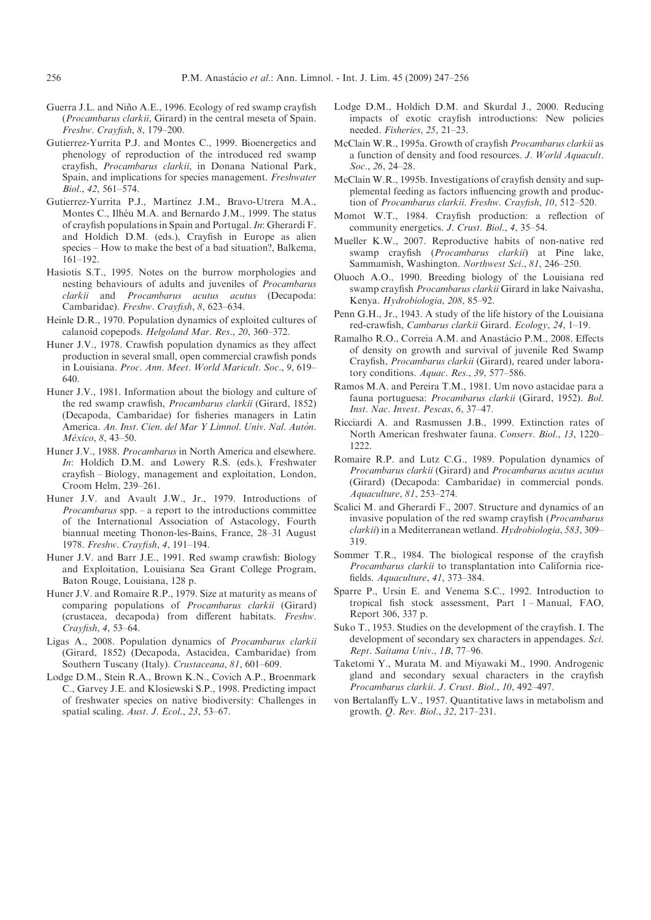Guerra J.L. and Niño A.E., 1996. Ecology of red swamp crayfish (*Procambarus clarkii*, Girard) in the central meseta of Spain. *Freshw. Crayfish*, *8*, 179–200.

Gutierrez-Yurrita P.J. and Montes C., 1999. Bioenergetics and phenology of reproduction of the introduced red swamp crayfish, *Procambarus clarkii*, in Donana National Park, Spain, and implications for species management. *Freshwater Biol.*, *42*, 561–574.

Gutierrez-Yurrita P.J., Martínez J.M., Bravo-Utrera M.A., Montes C., Ilhéu M.A. and Bernardo J.M., 1999. The status of crayfish populations in Spain and Portugal. *In*: Gherardi F. and Holdich D.M. (eds.), Crayfish in Europe as alien species – How to make the best of a bad situation?, Balkema, 161–192.

Hasiotis S.T., 1995. Notes on the burrow morphologies and nesting behaviours of adults and juveniles of *Procambarus clarkii* and *Procambarus acutus acutus* (Decapoda: Cambaridae). *Freshw. Crayfish*, *8*, 623–634.

Heinle D.R., 1970. Population dynamics of exploited cultures of calanoid copepods. *Helgoland Mar. Res.*, *20*, 360–372.

Huner J.V., 1978. Crawfish population dynamics as they affect production in several small, open commercial crawfish ponds in Louisiana. *Proc. Ann. Meet. World Maricult. Soc.*, *9*, 619–640.

Huner J.V., 1981. Information about the biology and culture of the red swamp crawfish, *Procambarus clarkii* (Girard, 1852) (Decapoda, Cambaridae) for fisheries managers in Latin America. *An. Inst. Cien. del Mar Y Limnol. Univ. Nal. Autón. México*, *8*, 43–50.

Huner J.V., 1988. *Procambarus* in North America and elsewhere. *In*: Holdich D.M. and Lowery R.S. (eds.), Freshwater crayfish – Biology, management and exploitation, London, Croom Helm, 239–261.

Huner J.V. and Avault J.W., Jr., 1979. Introductions of *Procambarus* spp. – a report to the introductions committee of the International Association of Astacology, Fourth biannual meeting Thonon-les-Bains, France, 28–31 August 1978. *Freshw. Crayfish*, *4*, 191–194.

Huner J.V. and Barr J.E., 1991. Red swamp crawfish: Biology and Exploitation, Louisiana Sea Grant College Program, Baton Rouge, Louisiana, 128 p.

Huner J.V. and Romaire R.P., 1979. Size at maturity as means of comparing populations of *Procambarus clarkii* (Girard) (crustacea, decapoda) from different habitats. *Freshw. Crayfish*, *4*, 53–64.

Ligas A., 2008. Population dynamics of *Procambarus clarkii* (Girard, 1852) (Decapoda, Astacidea, Cambaridae) from Southern Tuscany (Italy). *Crustaceana*, *81*, 601–609.

Lodge D.M., Stein R.A., Brown K.N., Covich A.P., Broenmark C., Garvey J.E. and Klosiewski S.P., 1998. Predicting impact of freshwater species on native biodiversity: Challenges in spatial scaling. *Aust. J. Ecol.*, *23*, 53–67.

Lodge D.M., Holdich D.M. and Skurdal J., 2000. Reducing impacts of exotic crayfish introductions: New policies needed. *Fisheries*, *25*, 21–23.

McClain W.R., 1995a. Growth of crayfish *Procambarus clarkii* as a function of density and food resources. *J. World Aquacult. Soc.*, *26*, 24–28.

McClain W.R., 1995b. Investigations of crayfish density and supplemental feeding as factors influencing growth and production of *Procambarus clarkii*. *Freshw. Crayfish*, *10*, 512–520.

Momot W.T., 1984. Crayfish production: a reflection of community energetics. *J. Crust. Biol.*, *4*, 35–54.

Mueller K.W., 2007. Reproductive habits of non-native red swamp crayfish (*Procambarus clarkii*) at Pine lake, Sammamish, Washington. *Northwest Sci.*, *81*, 246–250.

Oluoch A.O., 1990. Breeding biology of the Louisiana red swamp crayfish *Procambarus clarkii* Girard in lake Naivasha, Kenya. *Hydrobiologia*, *208*, 85–92.

Penn G.H., Jr., 1943. A study of the life history of the Louisiana red-crawfish, *Cambarus clarkii* Girard. *Ecology*, *24*, 1–19.

Ramalho R.O., Correia A.M. and Anastácio P.M., 2008. Effects of density on growth and survival of juvenile Red Swamp Crayfish, *Procambarus clarkii* (Girard), reared under laboratory conditions. *Aquac. Res.*, *39*, 577–586.

Ramos M.A. and Pereira T.M., 1981. Um novo astacidae para a fauna portuguesa: *Procambarus clarkii* (Girard, 1952). *Bol. Inst. Nac. Invest. Pescas*, *6*, 37–47.

Ricciardi A. and Rasmussen J.B., 1999. Extinction rates of North American freshwater fauna. *Conserv. Biol.*, *13*, 1220–1222.

Romaire R.P. and Lutz C.G., 1989. Population dynamics of *Procambarus clarkii* (Girard) and *Procambarus acutus acutus* (Girard) (Decapoda: Cambaridae) in commercial ponds. *Aquaculture*, *81*, 253–274.

Scalici M. and Gherardi F., 2007. Structure and dynamics of an invasive population of the red swamp crayfish (*Procambarus clarkii*) in a Mediterranean wetland. *Hydrobiologia*, *583*, 309–319.

Sommer T.R., 1984. The biological response of the crayfish *Procambarus clarkii* to transplantation into California rice-fields. *Aquaculture*, *41*, 373–384.

Sparre P., Ursin E. and Venema S.C., 1992. Introduction to tropical fish stock assessment, Part 1 – Manual, FAO, Report 306, 337 p.

Suko T., 1953. Studies on the development of the crayfish. I. The development of secondary sex characters in appendages. *Sci. Rept. Saitama Univ.*, *1B*, 77–96.

Taketomi Y., Murata M. and Miyawaki M., 1990. Androgenic gland and secondary sexual characters in the crayfish *Procambarus clarkii*. *J. Crust. Biol.*, *10*, 492–497.

von Bertalanffy L.V., 1957. Quantitative laws in metabolism and growth. *Q. Rev. Biol.*, *32*, 217–231.